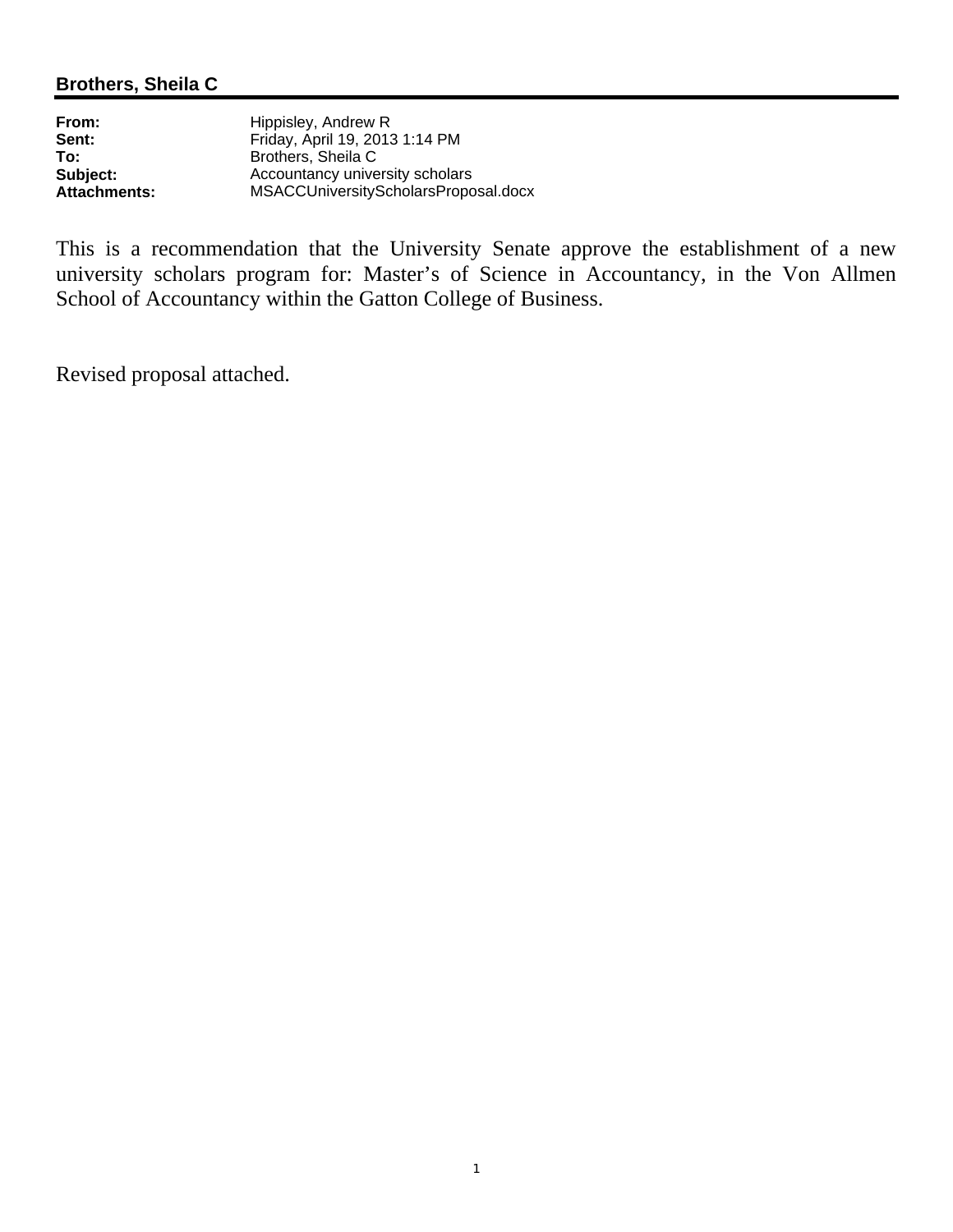**Brothers, Sheila C**

| | |
|---|---|
| **From:** | Hippisley, Andrew R |
| **Sent:** | Friday, April 19, 2013 1:14 PM |
| **To:** | Brothers, Sheila C |
| **Subject:** | Accountancy university scholars |
| **Attachments:** | MSACCUniversityScholarsProposal.docx |

This is a recommendation that the University Senate approve the establishment of a new university scholars program for: Master's of Science in Accountancy, in the Von Allmen School of Accountancy within the Gatton College of Business.

Revised proposal attached.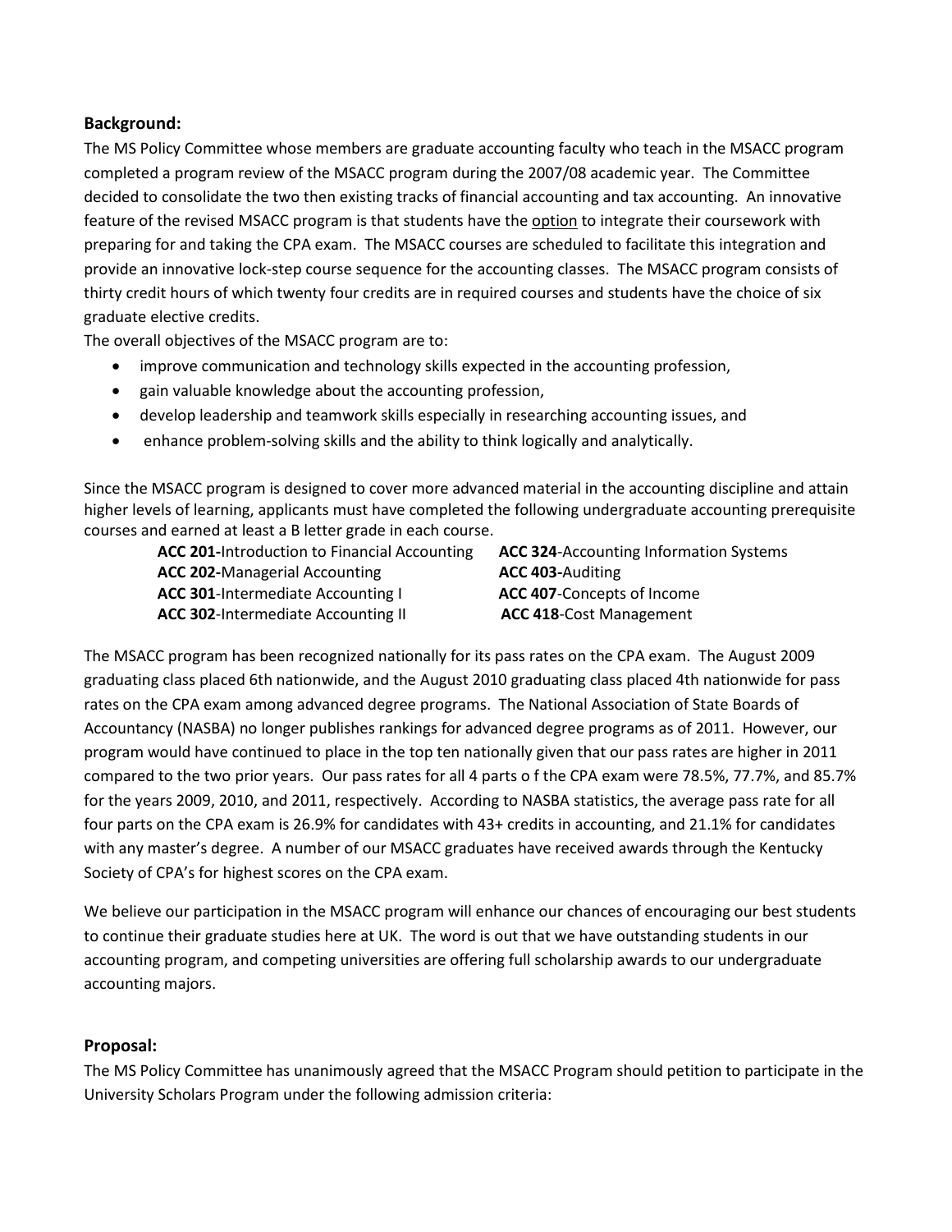## Background:

The MS Policy Committee whose members are graduate accounting faculty who teach in the MSACC program completed a program review of the MSACC program during the 2007/08 academic year. The Committee decided to consolidate the two then existing tracks of financial accounting and tax accounting. An innovative feature of the revised MSACC program is that students have the <u>option</u> to integrate their coursework with preparing for and taking the CPA exam. The MSACC courses are scheduled to facilitate this integration and provide an innovative lock-step course sequence for the accounting classes. The MSACC program consists of thirty credit hours of which twenty four credits are in required courses and students have the choice of six graduate elective credits.

The overall objectives of the MSACC program are to:

- improve communication and technology skills expected in the accounting profession,
- gain valuable knowledge about the accounting profession,
- develop leadership and teamwork skills especially in researching accounting issues, and
- enhance problem-solving skills and the ability to think logically and analytically.

Since the MSACC program is designed to cover more advanced material in the accounting discipline and attain higher levels of learning, applicants must have completed the following undergraduate accounting prerequisite courses and earned at least a B letter grade in each course.

- **ACC 201-**Introduction to Financial Accounting
- **ACC 202-**Managerial Accounting
- **ACC 301**-Intermediate Accounting I
- **ACC 302**-Intermediate Accounting II
- **ACC 324**-Accounting Information Systems
- **ACC 403-**Auditing
- **ACC 407**-Concepts of Income
- **ACC 418**-Cost Management

The MSACC program has been recognized nationally for its pass rates on the CPA exam. The August 2009 graduating class placed 6th nationwide, and the August 2010 graduating class placed 4th nationwide for pass rates on the CPA exam among advanced degree programs. The National Association of State Boards of Accountancy (NASBA) no longer publishes rankings for advanced degree programs as of 2011. However, our program would have continued to place in the top ten nationally given that our pass rates are higher in 2011 compared to the two prior years. Our pass rates for all 4 parts o f the CPA exam were 78.5%, 77.7%, and 85.7% for the years 2009, 2010, and 2011, respectively. According to NASBA statistics, the average pass rate for all four parts on the CPA exam is 26.9% for candidates with 43+ credits in accounting, and 21.1% for candidates with any master's degree. A number of our MSACC graduates have received awards through the Kentucky Society of CPA's for highest scores on the CPA exam.

We believe our participation in the MSACC program will enhance our chances of encouraging our best students to continue their graduate studies here at UK. The word is out that we have outstanding students in our accounting program, and competing universities are offering full scholarship awards to our undergraduate accounting majors.

## Proposal:

The MS Policy Committee has unanimously agreed that the MSACC Program should petition to participate in the University Scholars Program under the following admission criteria: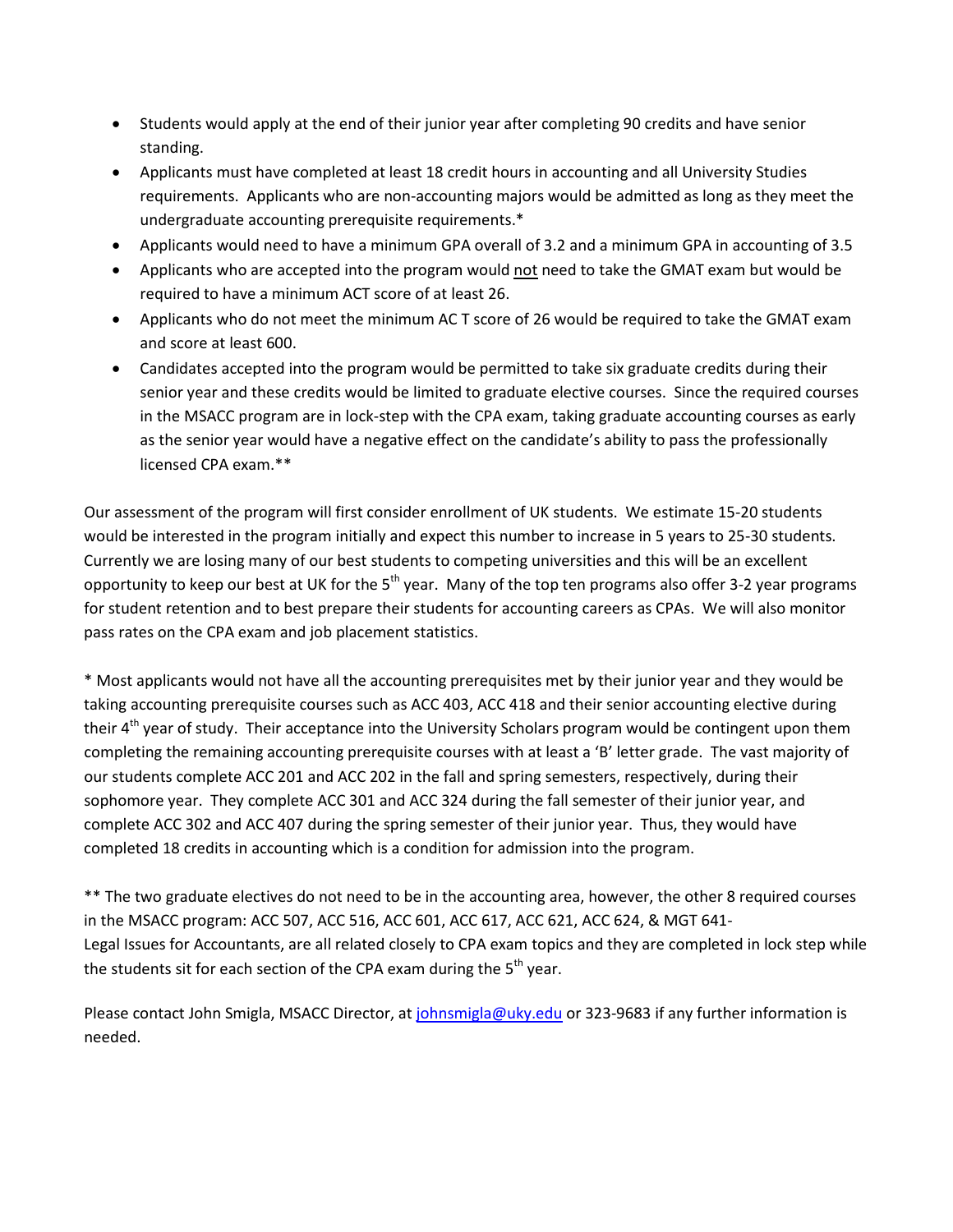- Students would apply at the end of their junior year after completing 90 credits and have senior standing.
- Applicants must have completed at least 18 credit hours in accounting and all University Studies requirements. Applicants who are non-accounting majors would be admitted as long as they meet the undergraduate accounting prerequisite requirements.*
- Applicants would need to have a minimum GPA overall of 3.2 and a minimum GPA in accounting of 3.5
- Applicants who are accepted into the program would not need to take the GMAT exam but would be required to have a minimum ACT score of at least 26.
- Applicants who do not meet the minimum AC T score of 26 would be required to take the GMAT exam and score at least 600.
- Candidates accepted into the program would be permitted to take six graduate credits during their senior year and these credits would be limited to graduate elective courses. Since the required courses in the MSACC program are in lock-step with the CPA exam, taking graduate accounting courses as early as the senior year would have a negative effect on the candidate's ability to pass the professionally licensed CPA exam.**

Our assessment of the program will first consider enrollment of UK students. We estimate 15-20 students would be interested in the program initially and expect this number to increase in 5 years to 25-30 students. Currently we are losing many of our best students to competing universities and this will be an excellent opportunity to keep our best at UK for the 5th year. Many of the top ten programs also offer 3-2 year programs for student retention and to best prepare their students for accounting careers as CPAs. We will also monitor pass rates on the CPA exam and job placement statistics.

* Most applicants would not have all the accounting prerequisites met by their junior year and they would be taking accounting prerequisite courses such as ACC 403, ACC 418 and their senior accounting elective during their 4th year of study. Their acceptance into the University Scholars program would be contingent upon them completing the remaining accounting prerequisite courses with at least a 'B' letter grade. The vast majority of our students complete ACC 201 and ACC 202 in the fall and spring semesters, respectively, during their sophomore year. They complete ACC 301 and ACC 324 during the fall semester of their junior year, and complete ACC 302 and ACC 407 during the spring semester of their junior year. Thus, they would have completed 18 credits in accounting which is a condition for admission into the program.

** The two graduate electives do not need to be in the accounting area, however, the other 8 required courses in the MSACC program: ACC 507, ACC 516, ACC 601, ACC 617, ACC 621, ACC 624, & MGT 641-Legal Issues for Accountants, are all related closely to CPA exam topics and they are completed in lock step while the students sit for each section of the CPA exam during the 5th year.

Please contact John Smigla, MSACC Director, at johnsmigla@uky.edu or 323-9683 if any further information is needed.